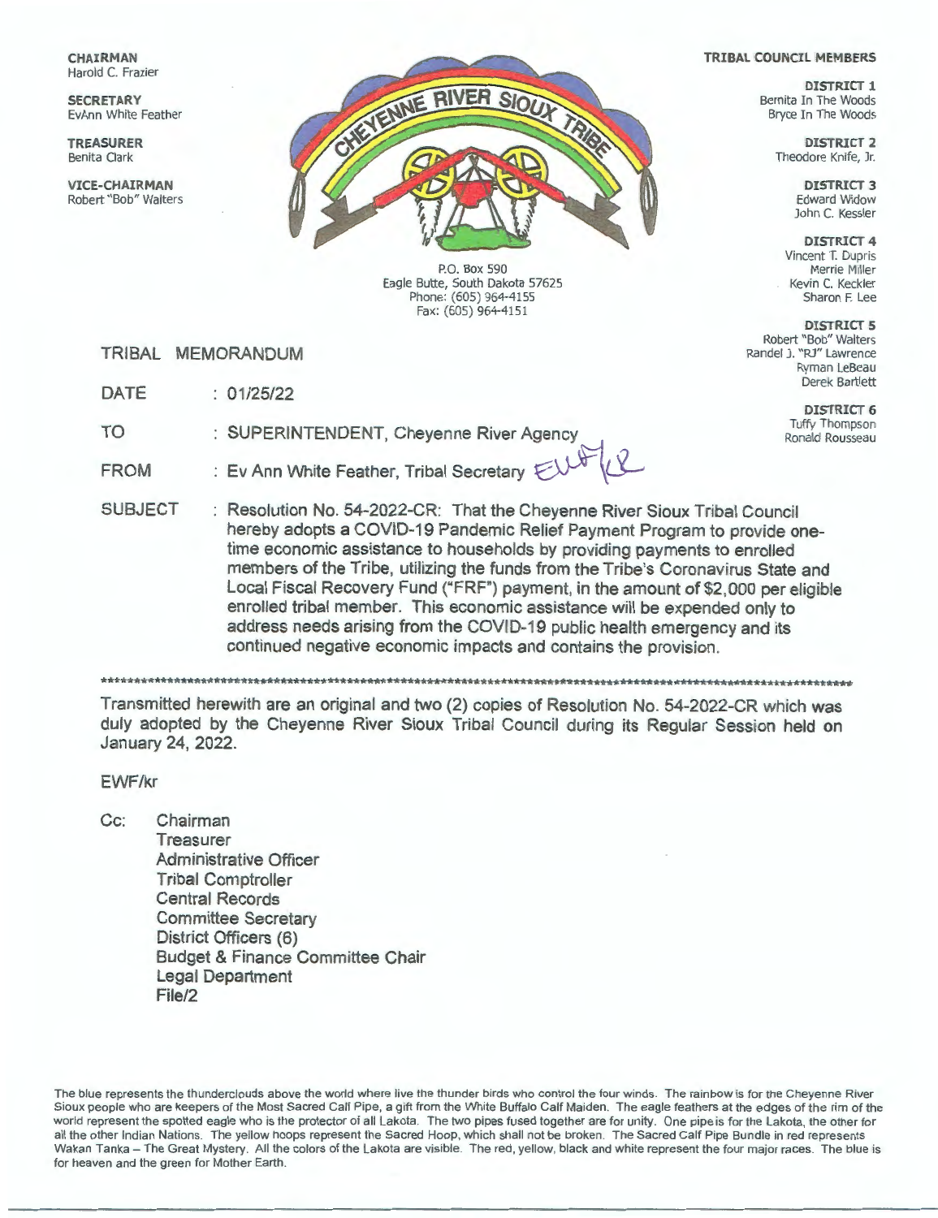**CHAIRMAN**
Harold C. Frazier

**SECRETARY**
EvAnn White Feather

**TREASURER**
Benita Clark

**VICE-CHAIRMAN**
Robert "Bob" Walters

CHEYENNE RIVER SIOUX TRIBE

P.O. Box 590
Eagle Butte, South Dakota 57625
Phone: (605) 964-4155
Fax: (605) 964-4151

**TRIBAL COUNCIL MEMBERS**

**DISTRICT 1**
Bernita In The Woods
Bryce In The Woods

**DISTRICT 2**
Theodore Knife, Jr.

**DISTRICT 3**
Edward Widow
John C. Kessler

**DISTRICT 4**
Vincent T. Dupris
Merrie Miller
Kevin C. Keckler
Sharon F. Lee

**DISTRICT 5**
Robert "Bob" Walters
Randel J. "RJ" Lawrence
Ryman LeBeau
Derek Bartlett

**DISTRICT 6**
Tuffy Thompson
Ronald Rousseau

TRIBAL MEMORANDUM

DATE : 01/25/22

TO : SUPERINTENDENT, Cheyenne River Agency

FROM : Ev Ann White Feather, Tribal Secretary EWF/kr

SUBJECT : Resolution No. 54-2022-CR: That the Cheyenne River Sioux Tribal Council hereby adopts a COVID-19 Pandemic Relief Payment Program to provide one-time economic assistance to households by providing payments to enrolled members of the Tribe, utilizing the funds from the Tribe's Coronavirus State and Local Fiscal Recovery Fund ("FRF") payment, in the amount of $2,000 per eligible enrolled tribal member. This economic assistance will be expended only to address needs arising from the COVID-19 public health emergency and its continued negative economic impacts and contains the provision.

---

Transmitted herewith are an original and two (2) copies of Resolution No. 54-2022-CR which was duly adopted by the Cheyenne River Sioux Tribal Council during its Regular Session held on January 24, 2022.

EWF/kr

Cc: Chairman
Treasurer
Administrative Officer
Tribal Comptroller
Central Records
Committee Secretary
District Officers (6)
Budget & Finance Committee Chair
Legal Department
File/2

The blue represents the thunderclouds above the world where live the thunder birds who control the four winds. The rainbow is for the Cheyenne River Sioux people who are keepers of the Most Sacred Calf Pipe, a gift from the White Buffalo Calf Maiden. The eagle feathers at the edges of the rim of the world represent the spotted eagle who is the protector of all Lakota. The two pipes fused together are for unity. One pipe is for the Lakota, the other for all the other Indian Nations. The yellow hoops represent the Sacred Hoop, which shall not be broken. The Sacred Calf Pipe Bundle in red represents Wakan Tanka – The Great Mystery. All the colors of the Lakota are visible. The red, yellow, black and white represent the four major races. The blue is for heaven and the green for Mother Earth.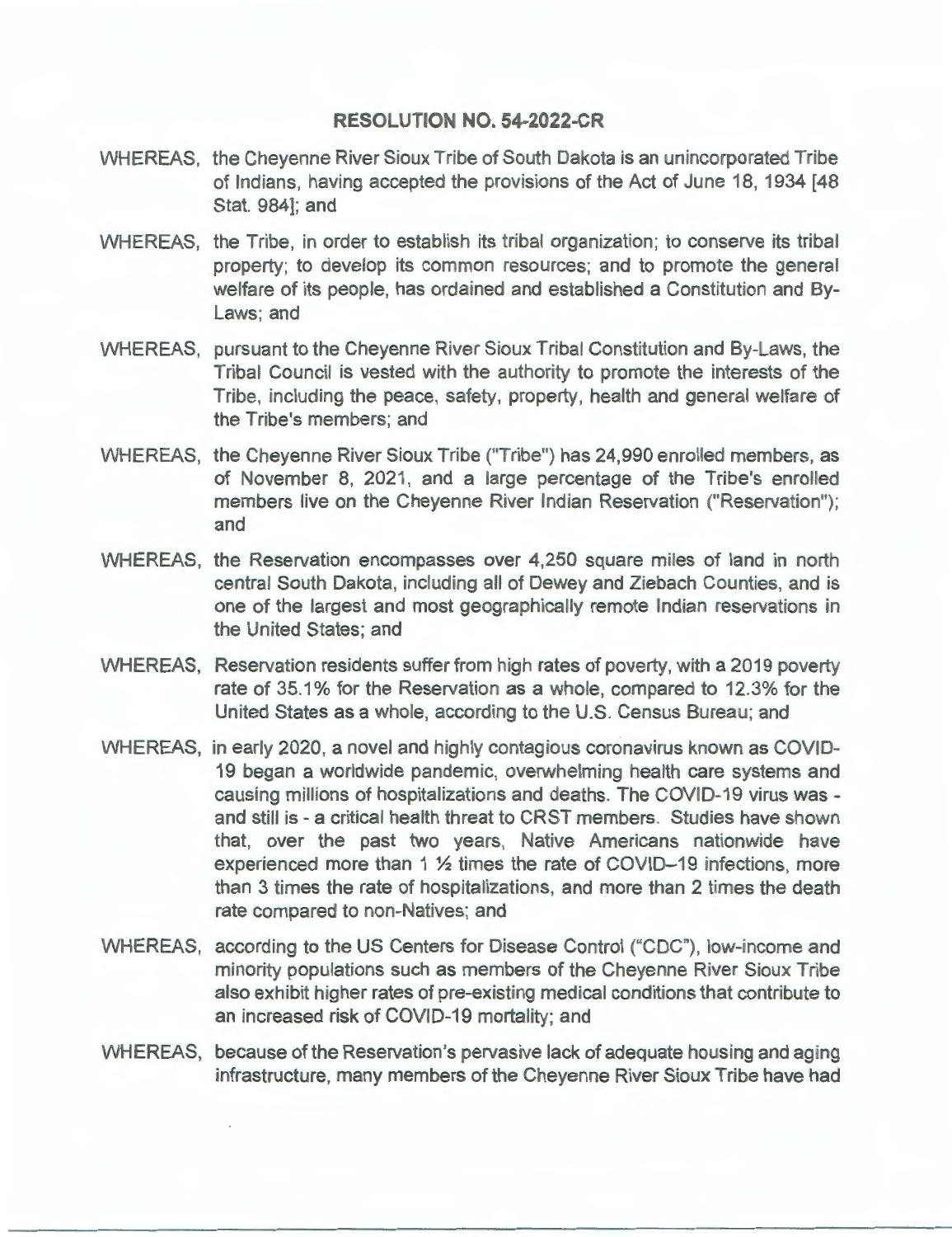## RESOLUTION NO. 54-2022-CR

WHEREAS, the Cheyenne River Sioux Tribe of South Dakota is an unincorporated Tribe of Indians, having accepted the provisions of the Act of June 18, 1934 [48 Stat. 984]; and

WHEREAS, the Tribe, in order to establish its tribal organization; to conserve its tribal property; to develop its common resources; and to promote the general welfare of its people, has ordained and established a Constitution and By-Laws; and

WHEREAS, pursuant to the Cheyenne River Sioux Tribal Constitution and By-Laws, the Tribal Council is vested with the authority to promote the interests of the Tribe, including the peace, safety, property, health and general welfare of the Tribe's members; and

WHEREAS, the Cheyenne River Sioux Tribe ("Tribe") has 24,990 enrolled members, as of November 8, 2021, and a large percentage of the Tribe's enrolled members live on the Cheyenne River Indian Reservation ("Reservation"); and

WHEREAS, the Reservation encompasses over 4,250 square miles of land in north central South Dakota, including all of Dewey and Ziebach Counties, and is one of the largest and most geographically remote Indian reservations in the United States; and

WHEREAS, Reservation residents suffer from high rates of poverty, with a 2019 poverty rate of 35.1% for the Reservation as a whole, compared to 12.3% for the United States as a whole, according to the U.S. Census Bureau; and

WHEREAS, in early 2020, a novel and highly contagious coronavirus known as COVID-19 began a worldwide pandemic, overwhelming health care systems and causing millions of hospitalizations and deaths. The COVID-19 virus was - and still is - a critical health threat to CRST members. Studies have shown that, over the past two years, Native Americans nationwide have experienced more than 1 ½ times the rate of COVID–19 infections, more than 3 times the rate of hospitalizations, and more than 2 times the death rate compared to non-Natives; and

WHEREAS, according to the US Centers for Disease Control ("CDC"), low-income and minority populations such as members of the Cheyenne River Sioux Tribe also exhibit higher rates of pre-existing medical conditions that contribute to an increased risk of COVID-19 mortality; and

WHEREAS, because of the Reservation's pervasive lack of adequate housing and aging infrastructure, many members of the Cheyenne River Sioux Tribe have had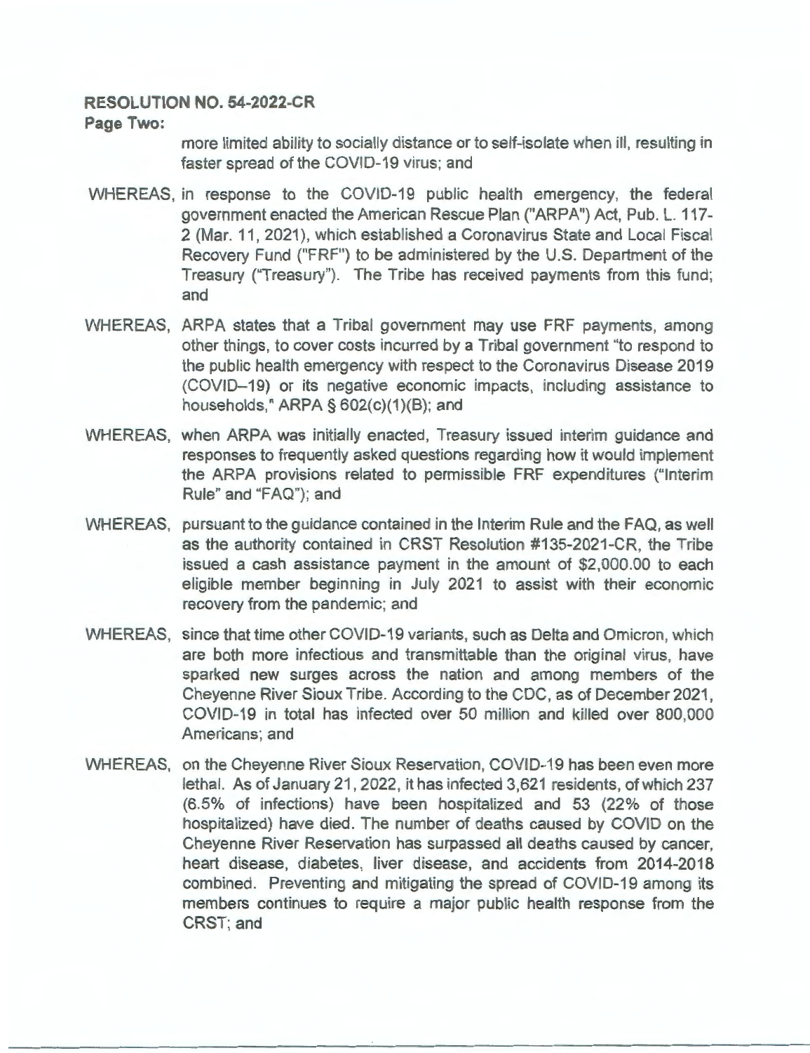**RESOLUTION NO. 54-2022-CR**

**Page Two:**

more limited ability to socially distance or to self-isolate when ill, resulting in faster spread of the COVID-19 virus; and

WHEREAS, in response to the COVID-19 public health emergency, the federal government enacted the American Rescue Plan ("ARPA") Act, Pub. L. 117-2 (Mar. 11, 2021), which established a Coronavirus State and Local Fiscal Recovery Fund ("FRF") to be administered by the U.S. Department of the Treasury ("Treasury"). The Tribe has received payments from this fund; and

WHEREAS, ARPA states that a Tribal government may use FRF payments, among other things, to cover costs incurred by a Tribal government "to respond to the public health emergency with respect to the Coronavirus Disease 2019 (COVID–19) or its negative economic impacts, including assistance to households," ARPA § 602(c)(1)(B); and

WHEREAS, when ARPA was initially enacted, Treasury issued interim guidance and responses to frequently asked questions regarding how it would implement the ARPA provisions related to permissible FRF expenditures ("Interim Rule" and "FAQ"); and

WHEREAS, pursuant to the guidance contained in the Interim Rule and the FAQ, as well as the authority contained in CRST Resolution #135-2021-CR, the Tribe issued a cash assistance payment in the amount of $2,000.00 to each eligible member beginning in July 2021 to assist with their economic recovery from the pandemic; and

WHEREAS, since that time other COVID-19 variants, such as Delta and Omicron, which are both more infectious and transmittable than the original virus, have sparked new surges across the nation and among members of the Cheyenne River Sioux Tribe. According to the CDC, as of December 2021, COVID-19 in total has infected over 50 million and killed over 800,000 Americans; and

WHEREAS, on the Cheyenne River Sioux Reservation, COVID-19 has been even more lethal. As of January 21, 2022, it has infected 3,621 residents, of which 237 (6.5% of infections) have been hospitalized and 53 (22% of those hospitalized) have died. The number of deaths caused by COVID on the Cheyenne River Reservation has surpassed all deaths caused by cancer, heart disease, diabetes, liver disease, and accidents from 2014-2018 combined. Preventing and mitigating the spread of COVID-19 among its members continues to require a major public health response from the CRST; and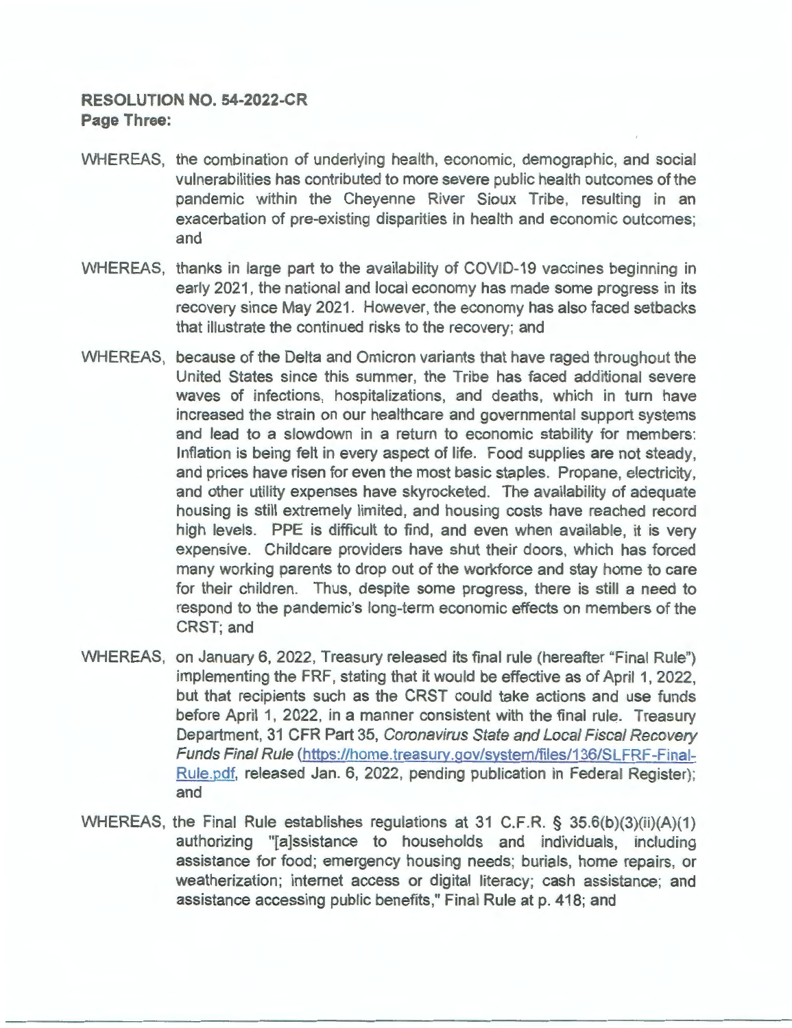**RESOLUTION NO. 54-2022-CR**
**Page Three:**

WHEREAS, the combination of underlying health, economic, demographic, and social vulnerabilities has contributed to more severe public health outcomes of the pandemic within the Cheyenne River Sioux Tribe, resulting in an exacerbation of pre-existing disparities in health and economic outcomes; and

WHEREAS, thanks in large part to the availability of COVID-19 vaccines beginning in early 2021, the national and local economy has made some progress in its recovery since May 2021. However, the economy has also faced setbacks that illustrate the continued risks to the recovery; and

WHEREAS, because of the Delta and Omicron variants that have raged throughout the United States since this summer, the Tribe has faced additional severe waves of infections, hospitalizations, and deaths, which in turn have increased the strain on our healthcare and governmental support systems and lead to a slowdown in a return to economic stability for members: Inflation is being felt in every aspect of life. Food supplies are not steady, and prices have risen for even the most basic staples. Propane, electricity, and other utility expenses have skyrocketed. The availability of adequate housing is still extremely limited, and housing costs have reached record high levels. PPE is difficult to find, and even when available, it is very expensive. Childcare providers have shut their doors, which has forced many working parents to drop out of the workforce and stay home to care for their children. Thus, despite some progress, there is still a need to respond to the pandemic's long-term economic effects on members of the CRST; and

WHEREAS, on January 6, 2022, Treasury released its final rule (hereafter "Final Rule") implementing the FRF, stating that it would be effective as of April 1, 2022, but that recipients such as the CRST could take actions and use funds before April 1, 2022, in a manner consistent with the final rule. Treasury Department, 31 CFR Part 35, *Coronavirus State and Local Fiscal Recovery Funds Final Rule* (https://home.treasury.gov/system/files/136/SLFRF-Final-Rule.pdf, released Jan. 6, 2022, pending publication in Federal Register); and

WHEREAS, the Final Rule establishes regulations at 31 C.F.R. § 35.6(b)(3)(ii)(A)(1) authorizing "[a]ssistance to households and individuals, including assistance for food; emergency housing needs; burials, home repairs, or weatherization; internet access or digital literacy; cash assistance; and assistance accessing public benefits," Final Rule at p. 418; and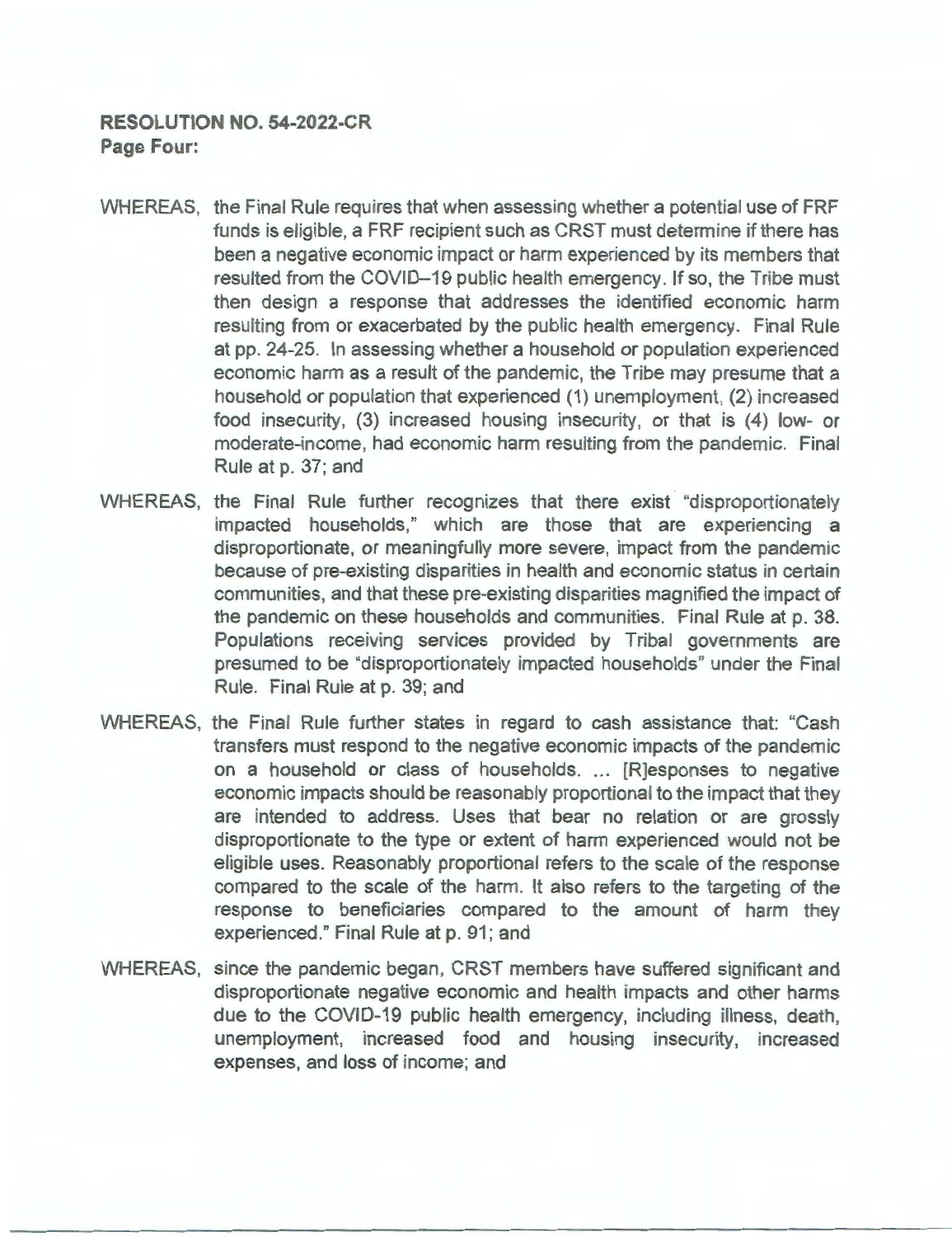**RESOLUTION NO. 54-2022-CR**
**Page Four:**

WHEREAS, the Final Rule requires that when assessing whether a potential use of FRF funds is eligible, a FRF recipient such as CRST must determine if there has been a negative economic impact or harm experienced by its members that resulted from the COVID–19 public health emergency. If so, the Tribe must then design a response that addresses the identified economic harm resulting from or exacerbated by the public health emergency. Final Rule at pp. 24-25. In assessing whether a household or population experienced economic harm as a result of the pandemic, the Tribe may presume that a household or population that experienced (1) unemployment, (2) increased food insecurity, (3) increased housing insecurity, or that is (4) low- or moderate-income, had economic harm resulting from the pandemic. Final Rule at p. 37; and

WHEREAS, the Final Rule further recognizes that there exist "disproportionately impacted households," which are those that are experiencing a disproportionate, or meaningfully more severe, impact from the pandemic because of pre-existing disparities in health and economic status in certain communities, and that these pre-existing disparities magnified the impact of the pandemic on these households and communities. Final Rule at p. 38. Populations receiving services provided by Tribal governments are presumed to be "disproportionately impacted households" under the Final Rule. Final Rule at p. 39; and

WHEREAS, the Final Rule further states in regard to cash assistance that: "Cash transfers must respond to the negative economic impacts of the pandemic on a household or class of households. ... [R]esponses to negative economic impacts should be reasonably proportional to the impact that they are intended to address. Uses that bear no relation or are grossly disproportionate to the type or extent of harm experienced would not be eligible uses. Reasonably proportional refers to the scale of the response compared to the scale of the harm. It also refers to the targeting of the response to beneficiaries compared to the amount of harm they experienced." Final Rule at p. 91; and

WHEREAS, since the pandemic began, CRST members have suffered significant and disproportionate negative economic and health impacts and other harms due to the COVID-19 public health emergency, including illness, death, unemployment, increased food and housing insecurity, increased expenses, and loss of income; and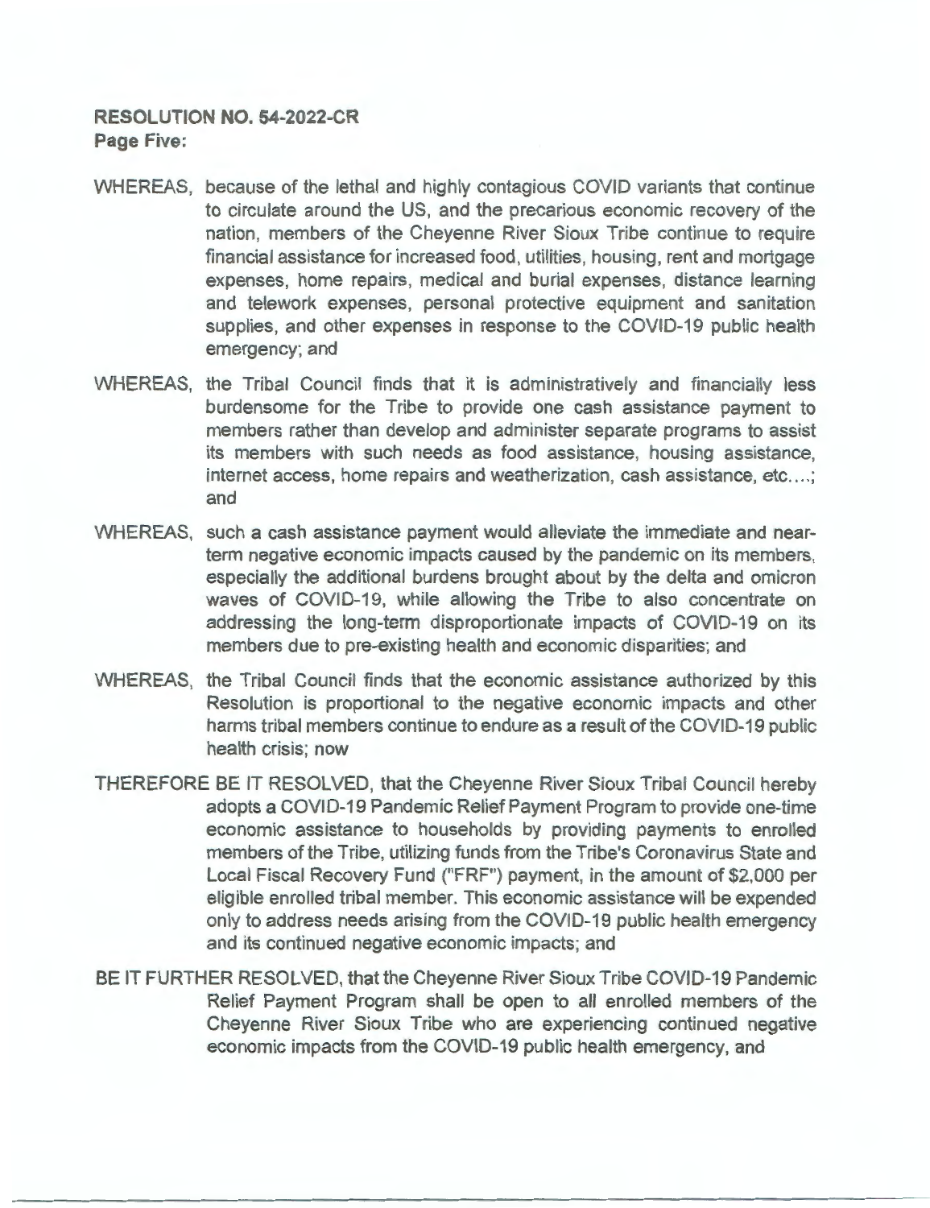**RESOLUTION NO. 54-2022-CR**
**Page Five:**

WHEREAS, because of the lethal and highly contagious COVID variants that continue to circulate around the US, and the precarious economic recovery of the nation, members of the Cheyenne River Sioux Tribe continue to require financial assistance for increased food, utilities, housing, rent and mortgage expenses, home repairs, medical and burial expenses, distance learning and telework expenses, personal protective equipment and sanitation supplies, and other expenses in response to the COVID-19 public health emergency; and

WHEREAS, the Tribal Council finds that it is administratively and financially less burdensome for the Tribe to provide one cash assistance payment to members rather than develop and administer separate programs to assist its members with such needs as food assistance, housing assistance, internet access, home repairs and weatherization, cash assistance, etc....; and

WHEREAS, such a cash assistance payment would alleviate the immediate and near-term negative economic impacts caused by the pandemic on its members, especially the additional burdens brought about by the delta and omicron waves of COVID-19, while allowing the Tribe to also concentrate on addressing the long-term disproportionate impacts of COVID-19 on its members due to pre-existing health and economic disparities; and

WHEREAS, the Tribal Council finds that the economic assistance authorized by this Resolution is proportional to the negative economic impacts and other harms tribal members continue to endure as a result of the COVID-19 public health crisis; now

THEREFORE BE IT RESOLVED, that the Cheyenne River Sioux Tribal Council hereby adopts a COVID-19 Pandemic Relief Payment Program to provide one-time economic assistance to households by providing payments to enrolled members of the Tribe, utilizing funds from the Tribe's Coronavirus State and Local Fiscal Recovery Fund ("FRF") payment, in the amount of $2,000 per eligible enrolled tribal member. This economic assistance will be expended only to address needs arising from the COVID-19 public health emergency and its continued negative economic impacts; and

BE IT FURTHER RESOLVED, that the Cheyenne River Sioux Tribe COVID-19 Pandemic Relief Payment Program shall be open to all enrolled members of the Cheyenne River Sioux Tribe who are experiencing continued negative economic impacts from the COVID-19 public health emergency, and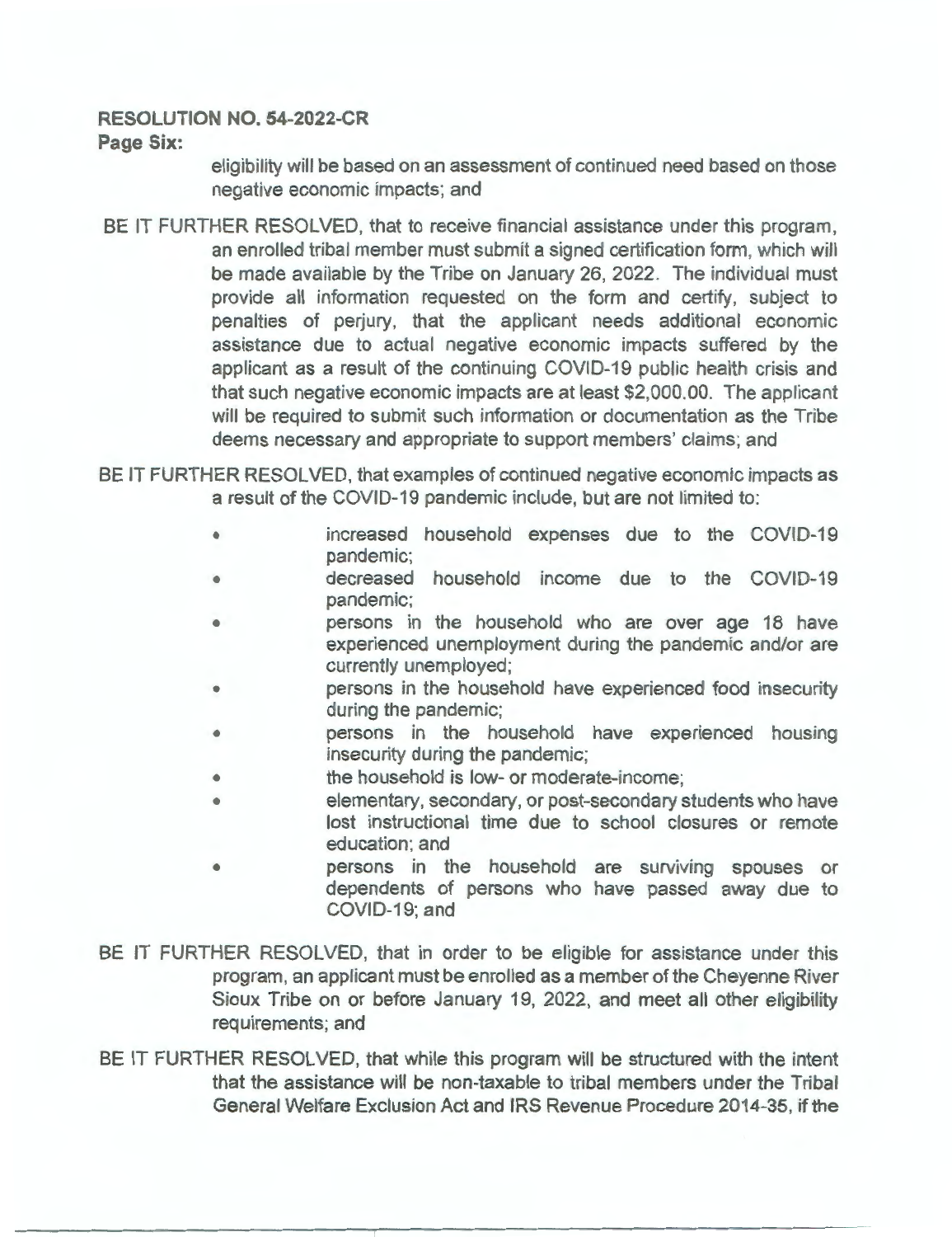**RESOLUTION NO. 54-2022-CR**
**Page Six:**

eligibility will be based on an assessment of continued need based on those negative economic impacts; and

BE IT FURTHER RESOLVED, that to receive financial assistance under this program, an enrolled tribal member must submit a signed certification form, which will be made available by the Tribe on January 26, 2022. The individual must provide all information requested on the form and certify, subject to penalties of perjury, that the applicant needs additional economic assistance due to actual negative economic impacts suffered by the applicant as a result of the continuing COVID-19 public health crisis and that such negative economic impacts are at least $2,000.00. The applicant will be required to submit such information or documentation as the Tribe deems necessary and appropriate to support members' claims; and

BE IT FURTHER RESOLVED, that examples of continued negative economic impacts as a result of the COVID-19 pandemic include, but are not limited to:

- increased household expenses due to the COVID-19 pandemic;
- decreased household income due to the COVID-19 pandemic;
- persons in the household who are over age 18 have experienced unemployment during the pandemic and/or are currently unemployed;
- persons in the household have experienced food insecurity during the pandemic;
- persons in the household have experienced housing insecurity during the pandemic;
- the household is low- or moderate-income;
- elementary, secondary, or post-secondary students who have lost instructional time due to school closures or remote education; and
- persons in the household are surviving spouses or dependents of persons who have passed away due to COVID-19; and

BE IT FURTHER RESOLVED, that in order to be eligible for assistance under this program, an applicant must be enrolled as a member of the Cheyenne River Sioux Tribe on or before January 19, 2022, and meet all other eligibility requirements; and

BE IT FURTHER RESOLVED, that while this program will be structured with the intent that the assistance will be non-taxable to tribal members under the Tribal General Welfare Exclusion Act and IRS Revenue Procedure 2014-35, if the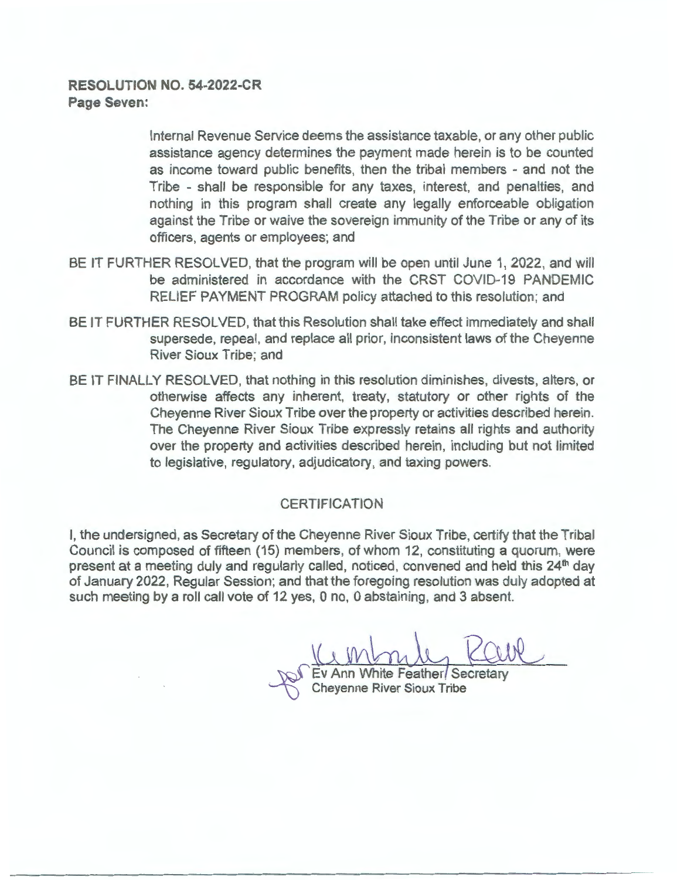**RESOLUTION NO. 54-2022-CR**
**Page Seven:**

Internal Revenue Service deems the assistance taxable, or any other public assistance agency determines the payment made herein is to be counted as income toward public benefits, then the tribal members - and not the Tribe - shall be responsible for any taxes, interest, and penalties, and nothing in this program shall create any legally enforceable obligation against the Tribe or waive the sovereign immunity of the Tribe or any of its officers, agents or employees; and

BE IT FURTHER RESOLVED, that the program will be open until June 1, 2022, and will be administered in accordance with the CRST COVID-19 PANDEMIC RELIEF PAYMENT PROGRAM policy attached to this resolution; and

BE IT FURTHER RESOLVED, that this Resolution shall take effect immediately and shall supersede, repeal, and replace all prior, inconsistent laws of the Cheyenne River Sioux Tribe; and

BE IT FINALLY RESOLVED, that nothing in this resolution diminishes, divests, alters, or otherwise affects any inherent, treaty, statutory or other rights of the Cheyenne River Sioux Tribe over the property or activities described herein. The Cheyenne River Sioux Tribe expressly retains all rights and authority over the property and activities described herein, including but not limited to legislative, regulatory, adjudicatory, and taxing powers.

## CERTIFICATION

I, the undersigned, as Secretary of the Cheyenne River Sioux Tribe, certify that the Tribal Council is composed of fifteen (15) members, of whom 12, constituting a quorum, were present at a meeting duly and regularly called, noticed, convened and held this 24th day of January 2022, Regular Session; and that the foregoing resolution was duly adopted at such meeting by a roll call vote of 12 yes, 0 no, 0 abstaining, and 3 absent.

for Kimberly Rave

Ev Ann White Feather/ Secretary
Cheyenne River Sioux Tribe